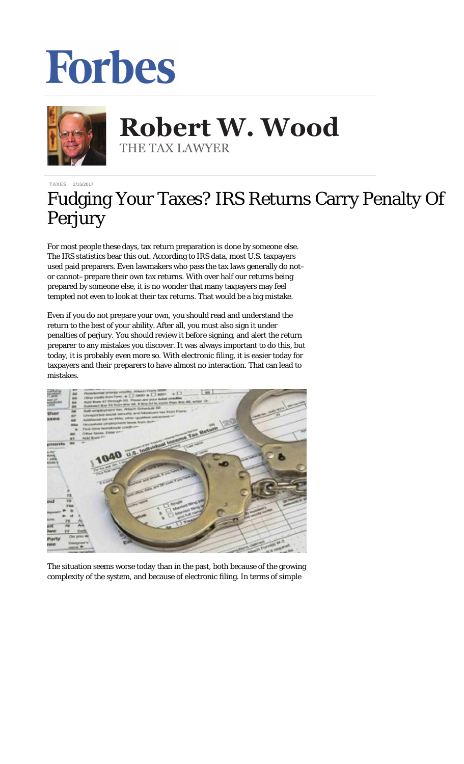# Forbes

**Robert W. Wood**
THE TAX LAWYER

TAXES 2/15/2017

# Fudging Your Taxes? IRS Returns Carry Penalty Of Perjury

For most people these days, tax return preparation is done by someone else. The IRS statistics bear this out. According to IRS data, most U.S. taxpayers used paid preparers. Even lawmakers who pass the tax laws generally do not– or cannot– prepare their own tax returns. With over half our returns being prepared by someone else, it is no wonder that many taxpayers may feel tempted not even to look at their tax returns. That would be a big mistake.

Even if you do not prepare your own, you should read and understand the return to the best of your ability. After all, you must also sign it under penalties of perjury. You should review it before signing, and alert the return preparer to any mistakes you discover. It was always important to do this, but today, it is probably even more so. With electronic filing, it is easier today for taxpayers and their preparers to have almost no interaction. That can lead to mistakes.

The situation seems worse today than in the past, both because of the growing complexity of the system, and because of electronic filing. In terms of simple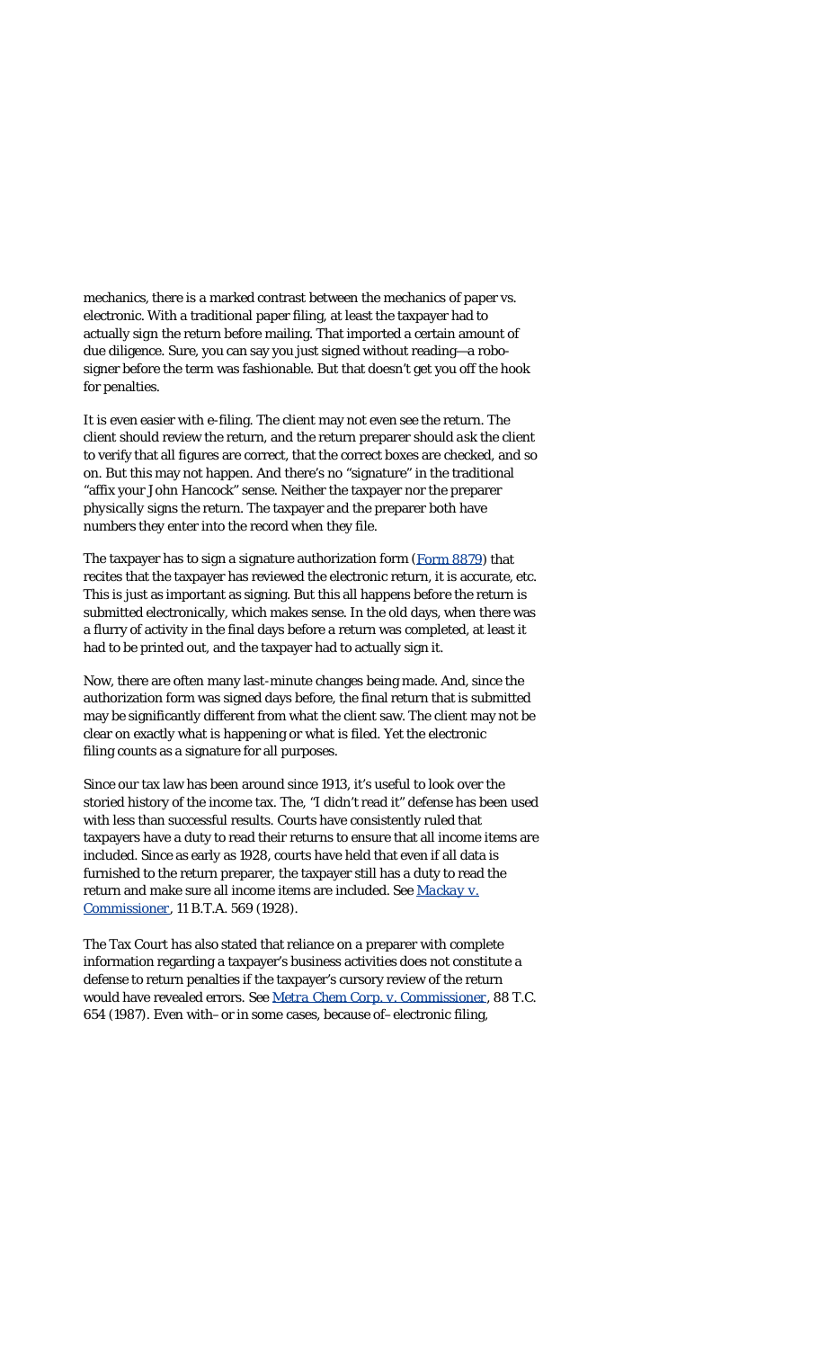mechanics, there is a marked contrast between the mechanics of paper vs. electronic. With a traditional paper filing, at least the taxpayer had to actually sign the return before mailing. That imported a certain amount of due diligence. Sure, you can say you just signed without reading—a robo-signer before the term was fashionable. But that doesn't get you off the hook for penalties.

It is even easier with e-filing. The client may not even see the return. The client should review the return, and the return preparer should *ask* the client to verify that all figures are correct, that the correct boxes are checked, and so on. But this may not happen. And there's no "signature" in the traditional "affix your John Hancock" sense. Neither the taxpayer nor the preparer physically signs the return. The taxpayer and the preparer both have numbers they enter into the record when they file.

The taxpayer has to sign a signature authorization form ([Form 8879]) that recites that the taxpayer has reviewed the electronic return, it is accurate, etc. This is just as important as signing. But this all happens *before* the return is submitted electronically, which makes sense. In the old days, when there was a flurry of activity in the final days before a return was completed, at least it had to be printed out, and the taxpayer had to actually sign it.

Now, there are often many last-minute changes being made. And, since the authorization form was signed days before, the final return that is submitted may be significantly different from what the client saw. The client may not be clear on exactly what is happening or what is filed. Yet the electronic filing counts as a signature for all purposes.

Since our tax law has been around since 1913, it's useful to look over the storied history of the income tax. The, "I didn't read it" defense has been used with less than successful results. Courts have consistently ruled that taxpayers have a duty to read their returns to ensure that all income items are included. Since as early as 1928, courts have held that even if all data is furnished to the return preparer, the taxpayer still has a duty to read the return and make sure all income items are included. See [Mackay v. Commissioner], 11 B.T.A. 569 (1928).

The Tax Court has also stated that reliance on a preparer with complete information regarding a taxpayer's business activities does not constitute a defense to return penalties if the taxpayer's cursory review of the return would have revealed errors. See [Metra Chem Corp. v. Commissioner], 88 T.C. 654 (1987). Even with– or in some cases, because of– electronic filing,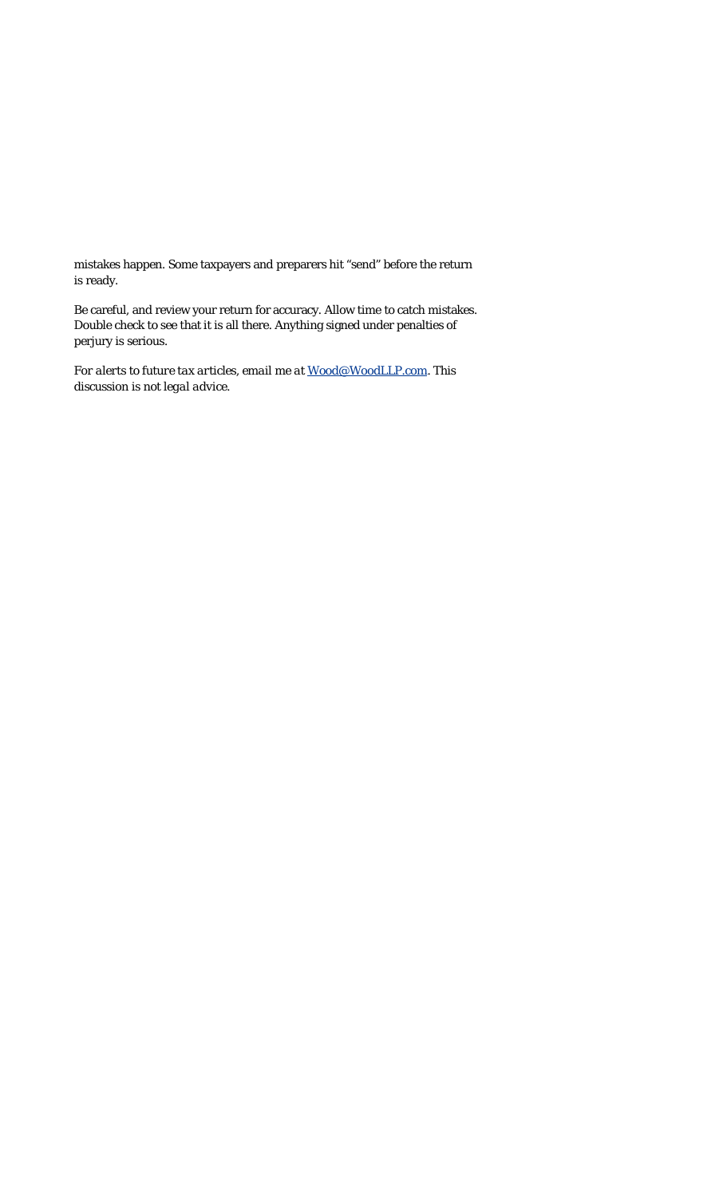mistakes happen. Some taxpayers and preparers hit “send” before the return is ready.

Be careful, and review your return for accuracy. Allow time to catch mistakes. Double check to see that it is all there. Anything signed under penalties of perjury is serious.

*For alerts to future tax articles, email me at* [Wood@WoodLLP.com](mailto:Wood@WoodLLP.com)*. This discussion is not legal advice.*